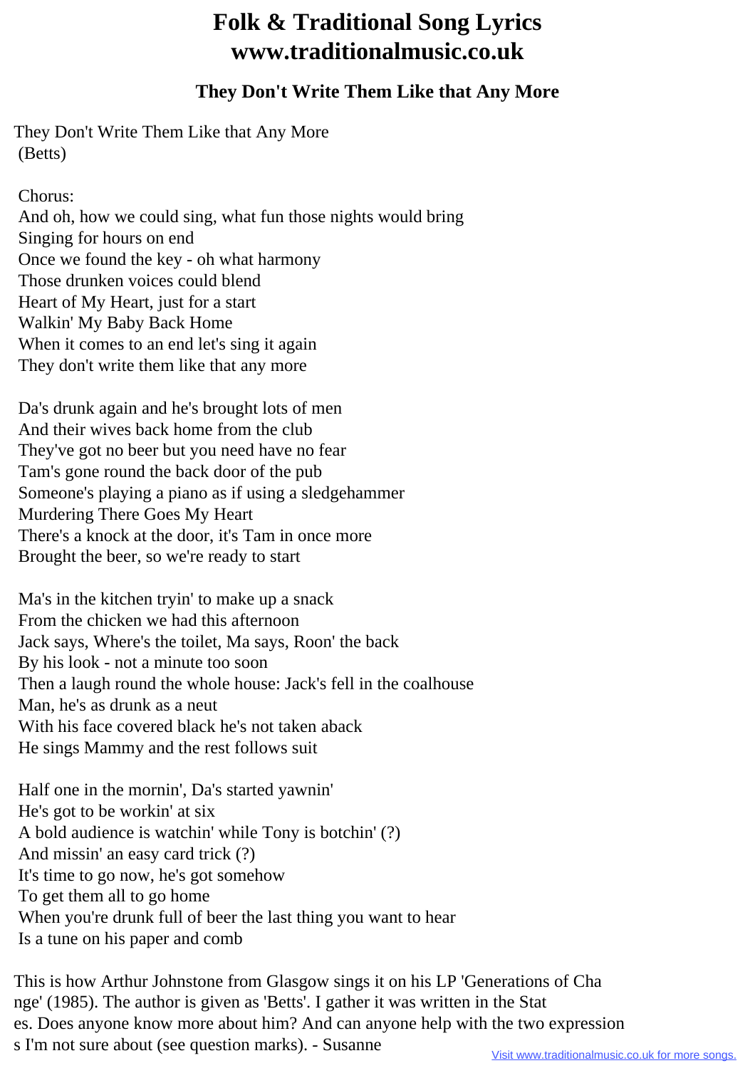# Folk & Traditional Song Lyrics
# www.traditionalmusic.co.uk

## They Don't Write Them Like that Any More

They Don't Write Them Like that Any More
(Betts)

Chorus:
And oh, how we could sing, what fun those nights would bring
Singing for hours on end
Once we found the key - oh what harmony
Those drunken voices could blend
Heart of My Heart, just for a start
Walkin' My Baby Back Home
When it comes to an end let's sing it again
They don't write them like that any more

Da's drunk again and he's brought lots of men
And their wives back home from the club
They've got no beer but you need have no fear
Tam's gone round the back door of the pub
Someone's playing a piano as if using a sledgehammer
Murdering There Goes My Heart
There's a knock at the door, it's Tam in once more
Brought the beer, so we're ready to start

Ma's in the kitchen tryin' to make up a snack
From the chicken we had this afternoon
Jack says, Where's the toilet, Ma says, Roon' the back
By his look - not a minute too soon
Then a laugh round the whole house: Jack's fell in the coalhouse
Man, he's as drunk as a neut
With his face covered black he's not taken aback
He sings Mammy and the rest follows suit

Half one in the mornin', Da's started yawnin'
He's got to be workin' at six
A bold audience is watchin' while Tony is botchin' (?)
And missin' an easy card trick (?)
It's time to go now, he's got somehow
To get them all to go home
When you're drunk full of beer the last thing you want to hear
Is a tune on his paper and comb

This is how Arthur Johnstone from Glasgow sings it on his LP 'Generations of Change' (1985). The author is given as 'Betts'. I gather it was written in the States. Does anyone know more about him? And can anyone help with the two expressions I'm not sure about (see question marks). - Susanne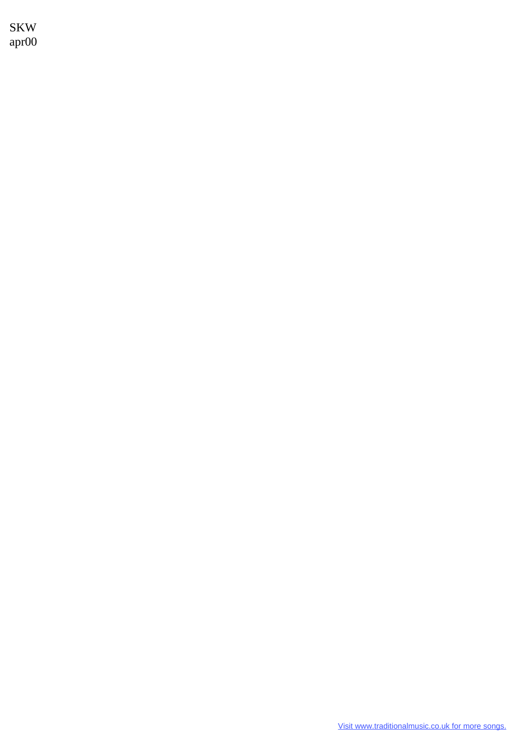SKW
apr00